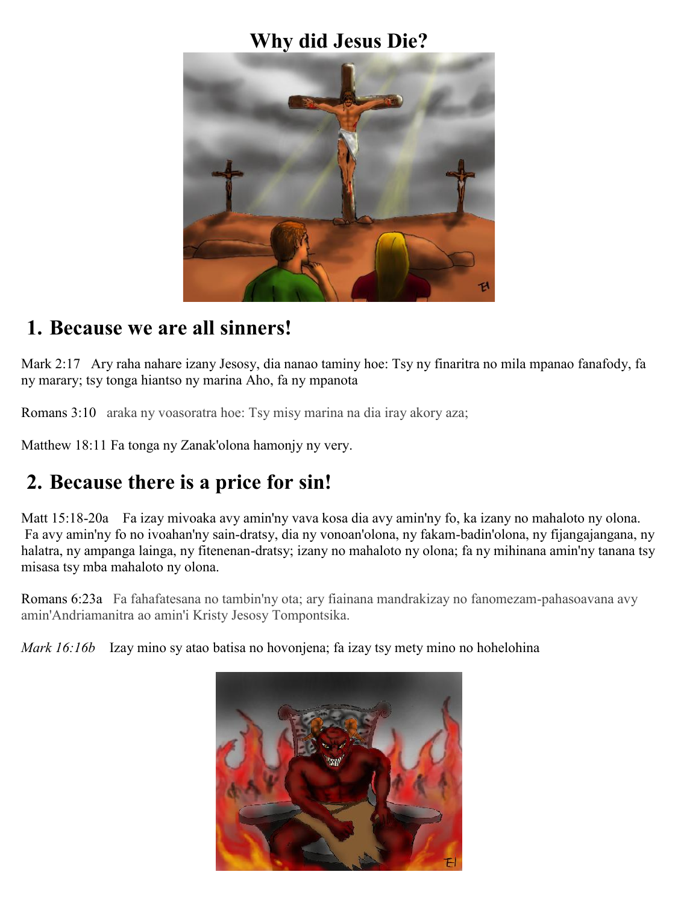# Why did Jesus Die?

## 1. Because we are all sinners!

Mark 2:17 Ary raha nahare izany Jesosy, dia nanao taminy hoe: Tsy ny finaritra no mila mpanao fanafody, fa ny marary; tsy tonga hiantso ny marina Aho, fa ny mpanota

Romans 3:10 araka ny voasoratra hoe: Tsy misy marina na dia iray akory aza;

Matthew 18:11 Fa tonga ny Zanak'olona hamonjy ny very.

## 2. Because there is a price for sin!

Matt 15:18-20a Fa izay mivoaka avy amin'ny vava kosa dia avy amin'ny fo, ka izany no mahaloto ny olona. Fa avy amin'ny fo no ivoahan'ny sain-dratsy, dia ny vonoan'olona, ny fakam-badin'olona, ny fijangajangana, ny halatra, ny ampanga lainga, ny fitenenan-dratsy; izany no mahaloto ny olona; fa ny mihinana amin'ny tanana tsy misasa tsy mba mahaloto ny olona.

Romans 6:23a Fa fahafatesana no tambin'ny ota; ary fiainana mandrakizay no fanomezam-pahasoavana avy amin'Andriamanitra ao amin'i Kristy Jesosy Tompontsika.

*Mark 16:16b* Izay mino sy atao batisa no hovonjena; fa izay tsy mety mino no hohelohina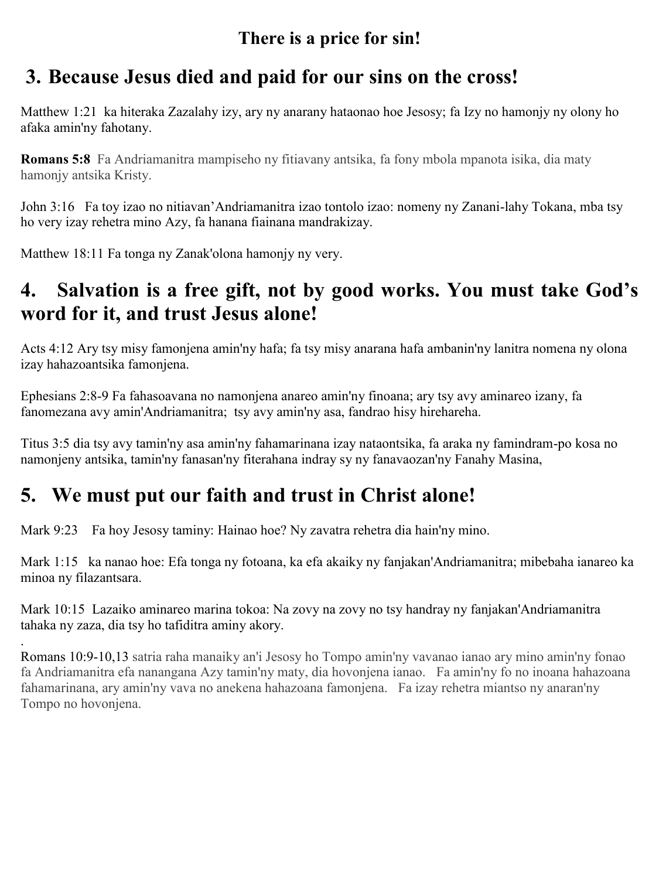**There is a price for sin!**

## 3. Because Jesus died and paid for our sins on the cross!

Matthew 1:21 ka hiteraka Zazalahy izy, ary ny anarany hataonao hoe Jesosy; fa Izy no hamonjy ny olony ho afaka amin'ny fahotany.

**Romans 5:8** Fa Andriamanitra mampiseho ny fitiavany antsika, fa fony mbola mpanota isika, dia maty hamonjy antsika Kristy.

John 3:16 Fa toy izao no nitiavan'Andriamanitra izao tontolo izao: nomeny ny Zanani-lahy Tokana, mba tsy ho very izay rehetra mino Azy, fa hanana fiainana mandrakizay.

Matthew 18:11 Fa tonga ny Zanak'olona hamonjy ny very.

## 4. Salvation is a free gift, not by good works. You must take God's word for it, and trust Jesus alone!

Acts 4:12 Ary tsy misy famonjena amin'ny hafa; fa tsy misy anarana hafa ambanin'ny lanitra nomena ny olona izay hahazoantsika famonjena.

Ephesians 2:8-9 Fa fahasoavana no namonjena anareo amin'ny finoana; ary tsy avy aminareo izany, fa fanomezana avy amin'Andriamanitra; tsy avy amin'ny asa, fandrao hisy hirehareha.

Titus 3:5 dia tsy avy tamin'ny asa amin'ny fahamarinana izay nataontsika, fa araka ny famindram-po kosa no namonjeny antsika, tamin'ny fanasan'ny fiterahana indray sy ny fanavaozan'ny Fanahy Masina,

## 5. We must put our faith and trust in Christ alone!

Mark 9:23 Fa hoy Jesosy taminy: Hainao hoe? Ny zavatra rehetra dia hain'ny mino.

Mark 1:15 ka nanao hoe: Efa tonga ny fotoana, ka efa akaiky ny fanjakan'Andriamanitra; mibebaha ianareo ka minoa ny filazantsara.

Mark 10:15 Lazaiko aminareo marina tokoa: Na zovy na zovy no tsy handray ny fanjakan'Andriamanitra tahaka ny zaza, dia tsy ho tafiditra aminy akory.

.

Romans 10:9-10,13 satria raha manaiky an'i Jesosy ho Tompo amin'ny vavanao ianao ary mino amin'ny fonao fa Andriamanitra efa nanangana Azy tamin'ny maty, dia hovonjena ianao. Fa amin'ny fo no inoana hahazoana fahamarinana, ary amin'ny vava no anekena hahazoana famonjena. Fa izay rehetra miantso ny anaran'ny Tompo no hovonjena.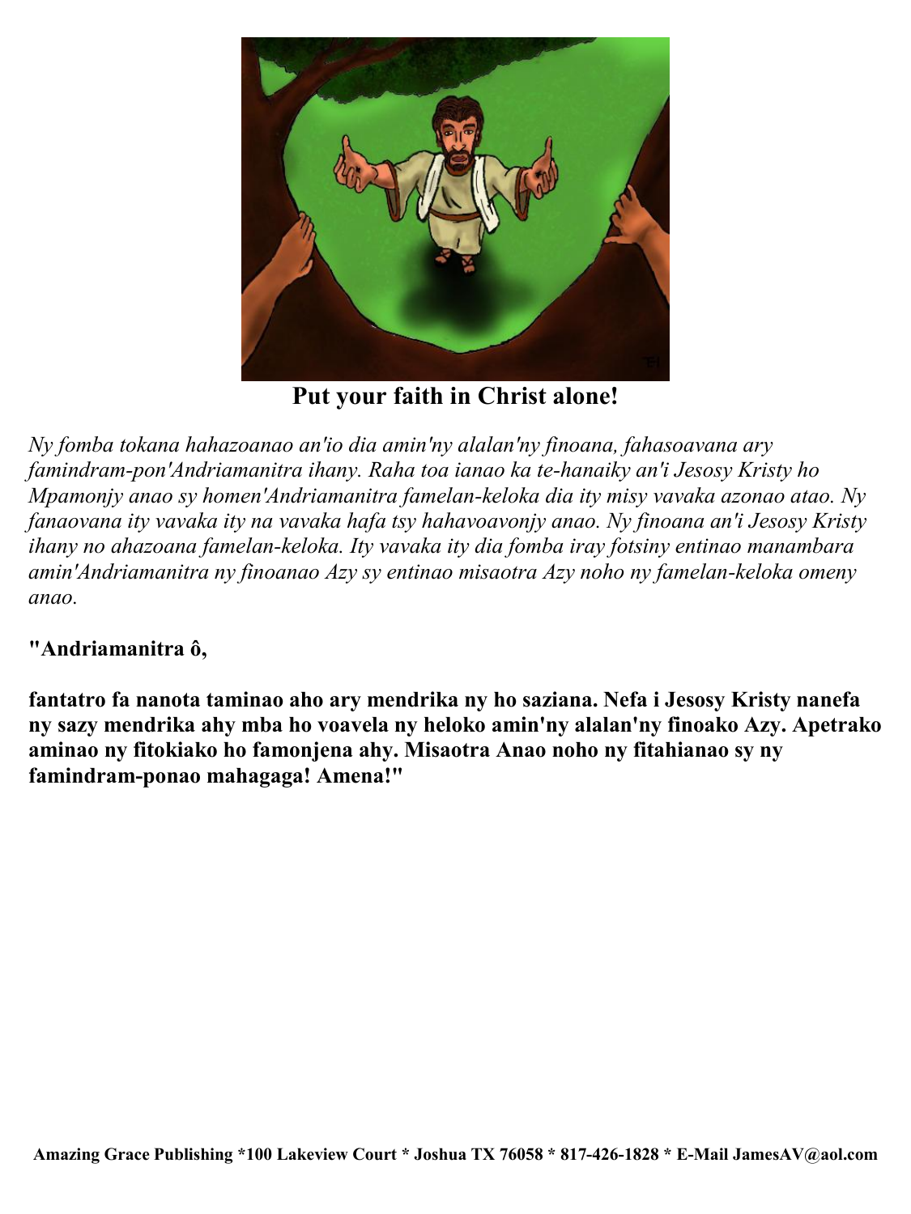**Put your faith in Christ alone!**

*Ny fomba tokana hahazoanao an'io dia amin'ny alalan'ny finoana, fahasoavana ary famindram-pon'Andriamanitra ihany. Raha toa ianao ka te-hanaiky an'i Jesosy Kristy ho Mpamonjy anao sy homen'Andriamanitra famelan-keloka dia ity misy vavaka azonao atao. Ny fanaovana ity vavaka ity na vavaka hafa tsy hahavoavonjy anao. Ny finoana an'i Jesosy Kristy ihany no ahazoana famelan-keloka. Ity vavaka ity dia fomba iray fotsiny entinao manambara amin'Andriamanitra ny finoanao Azy sy entinao misaotra Azy noho ny famelan-keloka omeny anao.*

**"Andriamanitra ô,**

**fantatro fa nanota taminao aho ary mendrika ny ho saziana. Nefa i Jesosy Kristy nanefa ny sazy mendrika ahy mba ho voavela ny heloko amin'ny alalan'ny finoako Azy. Apetrako aminao ny fitokiako ho famonjena ahy. Misaotra Anao noho ny fitahianao sy ny famindram-ponao mahagaga! Amena!"**

**Amazing Grace Publishing *100 Lakeview Court * Joshua TX 76058 * 817-426-1828 * E-Mail JamesAV@aol.com**